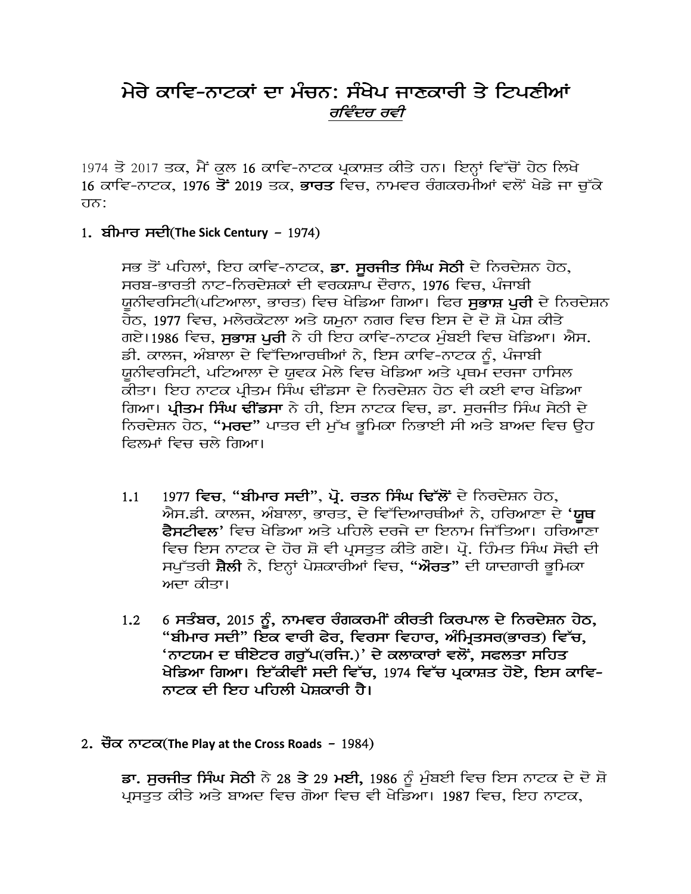# ਮੇਰੇ ਕਾਵਿ-ਨਾਟਕਾਂ ਦਾ ਮੰਚਨ: ਸੰਖੇਪ ਜਾਣਕਾਰੀ ਤੇ ਟਿਪਣੀਆਂ

***ਰਵਿੰਦਰ ਰਵੀ***

1974 ਤੋ 2017 ਤਕ, ਮੈਂ ਕੁਲ 16 ਕਾਵਿ-ਨਾਟਕ ਪ੍ਰਕਾਸ਼ਤ ਕੀਤੇ ਹਨ। ਇਨ੍ਹਾਂ ਵਿੱਚੋਂ ਹੇਠ ਲਿਖੇ 16 ਕਾਵਿ-ਨਾਟਕ, 1976 **ਤੋਂ** 2019 ਤਕ, **ਭਾਰਤ** ਵਿਚ, ਨਾਮਵਰ ਰੰਗਕਰਮੀਆਂ ਵਲੋਂ ਖੇਡੇ ਜਾ ਚੁੱਕੇ ਹਨ:

1. **ਬੀਮਾਰ ਸਦੀ(The Sick Century** – 1974)

ਸਭ ਤੋਂ ਪਹਿਲਾਂ, ਇਹ ਕਾਵਿ-ਨਾਟਕ, **ਡਾ. ਸੁਰਜੀਤ ਸਿੰਘ ਸੇਠੀ** ਦੇ ਨਿਰਦੇਸ਼ਨ ਹੇਠ, ਸਰਬ-ਭਾਰਤੀ ਨਾਟ-ਨਿਰਦੇਸ਼ਕਾਂ ਦੀ ਵਰਕਸ਼ਾਪ ਦੌਰਾਨ, 1976 ਵਿਚ, ਪੰਜਾਬੀ ਯੂਨੀਵਰਸਿਟੀ(ਪਟਿਆਲਾ, ਭਾਰਤ) ਵਿਚ ਖੇਡਿਆ ਗਿਆ। ਫਿਰ **ਸੁਭਾਸ਼ ਪੁਰੀ** ਦੇ ਨਿਰਦੇਸ਼ਨ ਹੇਠ, 1977 ਵਿਚ, ਮਲੇਰਕੋਟਲਾ ਅਤੇ ਯਮੁਨਾ ਨਗਰ ਵਿਚ ਇਸ ਦੇ ਦੋ ਸ਼ੋ ਪੇਸ਼ ਕੀਤੇ ਗਏ।1986 ਵਿਚ, **ਸੁਭਾਸ਼ ਪੁਰੀ** ਨੇ ਹੀ ਇਹ ਕਾਵਿ-ਨਾਟਕ ਮੁੰਬਈ ਵਿਚ ਖੇਡਿਆ। ਐਸ. ਡੀ. ਕਾਲਜ, ਅੰਬਾਲਾ ਦੇ ਵਿੱਦਿਆਰਥੀਆਂ ਨੇ, ਇਸ ਕਾਵਿ-ਨਾਟਕ ਨੂੰ, ਪੰਜਾਬੀ ਯੂਨੀਵਰਸਿਟੀ, ਪਟਿਆਲਾ ਦੇ ਯੁਵਕ ਮੇਲੇ ਵਿਚ ਖੇਡਿਆ ਅਤੇ ਪ੍ਰਥਮ ਦਰਜਾ ਹਾਸਿਲ ਕੀਤਾ। ਇਹ ਨਾਟਕ ਪ੍ਰੀਤਮ ਸਿੰਘ ਢੀਂਡਸਾ ਦੇ ਨਿਰਦੇਸ਼ਨ ਹੇਠ ਵੀ ਕਈ ਵਾਰ ਖੇਡਿਆ ਗਿਆ। **ਪ੍ਰੀਤਮ ਸਿੰਘ ਢੀਂਡਸਾ** ਨੇ ਹੀ, ਇਸ ਨਾਟਕ ਵਿਚ, ਡਾ. ਸੁਰਜੀਤ ਸਿੰਘ ਸੇਠੀ ਦੇ ਨਿਰਦੇਸ਼ਨ ਹੇਠ, **"ਮਰਦ"** ਪਾਤਰ ਦੀ ਮੁੱਖ ਭੂਮਿਕਾ ਨਿਭਾਈ ਸੀ ਅਤੇ ਬਾਅਦ ਵਿਚ ਉਹ ਫਿਲਮਾਂ ਵਿਚ ਚਲੇ ਗਿਆ।

1.1 1977 **ਵਿਚ, "ਬੀਮਾਰ ਸਦੀ", ਪ੍ਰੋ. ਰਤਨ ਸਿੰਘ ਢਿੱਲੋਂ** ਦੇ ਨਿਰਦੇਸ਼ਨ ਹੇਠ, ਐਸ.ਡੀ. ਕਾਲਜ, ਅੰਬਾਲਾ, ਭਾਰਤ, ਦੇ ਵਿੱਦਿਆਰਥੀਆਂ ਨੇ, ਹਰਿਆਣਾ ਦੇ **'ਯੂਥ ਫੈਸਟੀਵਲ'** ਵਿਚ ਖੇਡਿਆ ਅਤੇ ਪਹਿਲੇ ਦਰਜੇ ਦਾ ਇਨਾਮ ਜਿੱਤਿਆ। ਹਰਿਆਣਾ ਵਿਚ ਇਸ ਨਾਟਕ ਦੇ ਹੋਰ ਸ਼ੋ ਵੀ ਪ੍ਰਸਤੁਤ ਕੀਤੇ ਗਏ। ਪ੍ਰੋ. ਹਿੰਮਤ ਸਿੰਘ ਸੋਢੀ ਦੀ ਸਪੁੱਤਰੀ **ਸ਼ੈਲੀ** ਨੇ, ਇਨ੍ਹਾਂ ਪੇਸ਼ਕਾਰੀਆਂ ਵਿਚ, **"ਔਰਤ"** ਦੀ ਯਾਦਗਾਰੀ ਭੂਮਿਕਾ ਅਦਾ ਕੀਤਾ।

1.2 **6 ਸਤੰਬਰ, 2015 ਨੂੰ, ਨਾਮਵਰ ਰੰਗਕਰਮੀਂ ਕੀਰਤੀ ਕਿਰਪਾਲ ਦੇ ਨਿਰਦੇਸ਼ਨ ਹੇਠ, "ਬੀਮਾਰ ਸਦੀ" ਇਕ ਵਾਰੀ ਫੇਰ, ਵਿਰਸਾ ਵਿਹਾਰ, ਅੰਮ੍ਰਿਤਸਰ(ਭਾਰਤ) ਵਿੱਚ, 'ਨਾਟਯਮ ਦ ਥੀਏਟਰ ਗਰੁੱਪ(ਰਜਿ.)' ਦੇ ਕਲਾਕਾਰਾਂ ਵਲੋਂ, ਸਫਲਤਾ ਸਹਿਤ ਖੇਡਿਆ ਗਿਆ। ਇੱਕੀਵੀਂ ਸਦੀ ਵਿੱਚ,** 1974 **ਵਿੱਚ ਪ੍ਰਕਾਸ਼ਤ ਹੋਏ, ਇਸ ਕਾਵਿ-ਨਾਟਕ ਦੀ ਇਹ ਪਹਿਲੀ ਪੇਸ਼ਕਾਰੀ ਹੈ।**

2. **ਚੌਕ ਨਾਟਕ(The Play at the Cross Roads** – 1984)

**ਡਾ. ਸੁਰਜੀਤ ਸਿੰਘ ਸੇਠੀ** ਨੇ **28 ਤੇ 29 ਮਈ,** 1986 ਨੂੰ ਮੁੰਬਈ ਵਿਚ ਇਸ ਨਾਟਕ ਦੇ ਦੋ ਸ਼ੋ ਪ੍ਰਸਤੁਤ ਕੀਤੇ ਅਤੇ ਬਾਅਦ ਵਿਚ ਗੋਆ ਵਿਚ ਵੀ ਖੇਡਿਆ। 1987 ਵਿਚ, ਇਹ ਨਾਟਕ,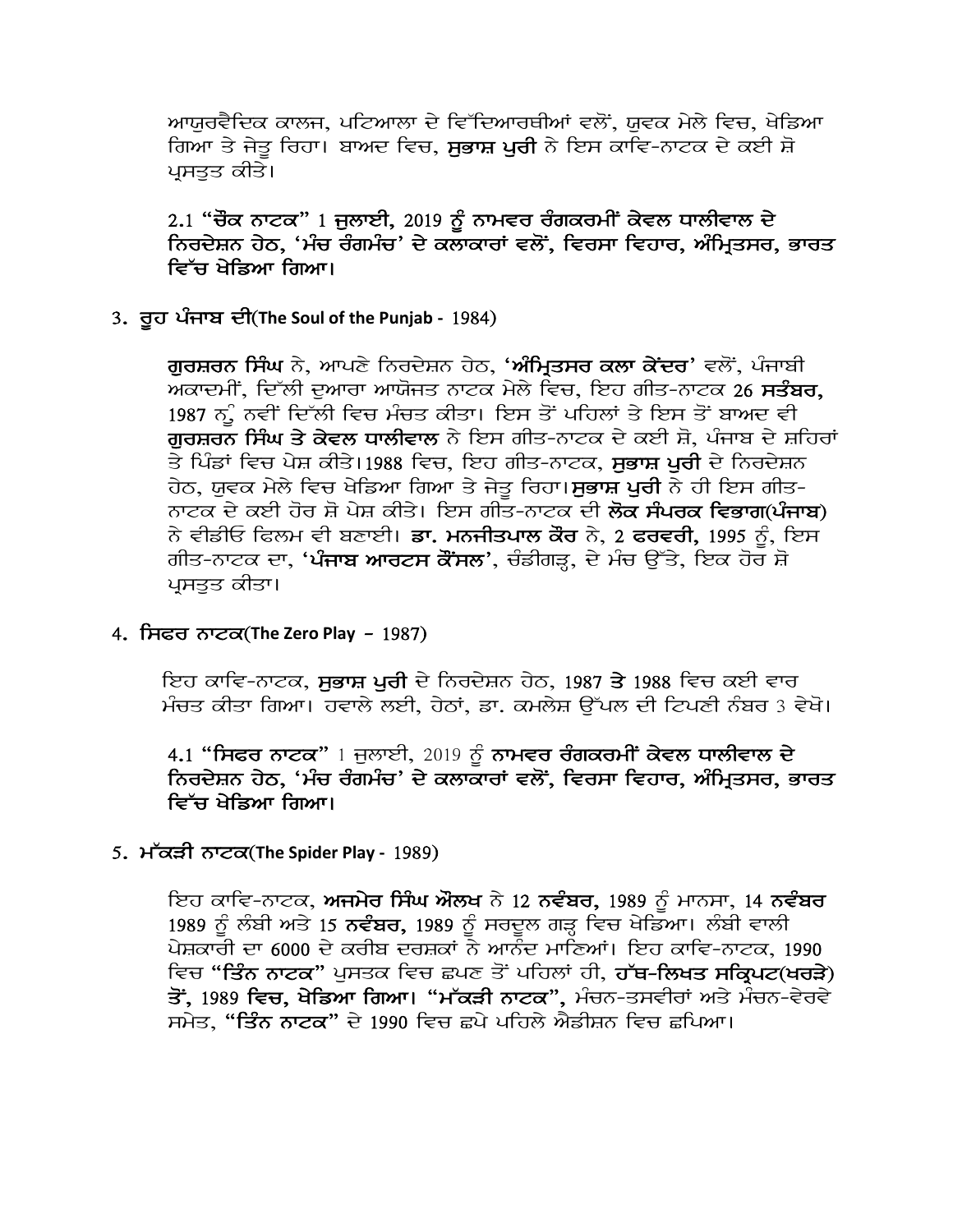ਆਯੁਰਵੈਦਿਕ ਕਾਲਜ, ਪਟਿਆਲਾ ਦੇ ਵਿੱਦਿਆਰਥੀਆਂ ਵਲੋਂ, ਯੁਵਕ ਮੇਲੇ ਵਿਚ, ਖੇਡਿਆ ਗਿਆ ਤੇ ਜੇਤੂ ਰਿਹਾ। ਬਾਅਦ ਵਿਚ, **ਸੁਭਾਸ਼ ਪੁਰੀ** ਨੇ ਇਸ ਕਾਵਿ-ਨਾਟਕ ਦੇ ਕਈ ਸ਼ੋ ਪ੍ਰਸਤੁਤ ਕੀਤੇ।

2.1 **"ਚੌਕ ਨਾਟਕ" 1 ਜੁਲਾਈ, 2019 ਨੂੰ ਨਾਮਵਰ ਰੰਗਕਰਮੀਂ ਕੇਵਲ ਧਾਲੀਵਾਲ ਦੇ ਨਿਰਦੇਸ਼ਨ ਹੇਠ, 'ਮੰਚ ਰੰਗਮੰਚ' ਦੇ ਕਲਾਕਾਰਾਂ ਵਲੋਂ, ਵਿਰਸਾ ਵਿਹਾਰ, ਅੰਮ੍ਰਿਤਸਰ, ਭਾਰਤ ਵਿੱਚ ਖੇਡਿਆ ਗਿਆ।**

3. **ਰੂਹ ਪੰਜਾਬ ਦੀ(The Soul of the Punjab -** 1984)

**ਗੁਰਸ਼ਰਨ ਸਿੰਘ** ਨੇ, ਆਪਣੇ ਨਿਰਦੇਸ਼ਨ ਹੇਠ, **'ਅੰਮ੍ਰਿਤਸਰ ਕਲਾ ਕੇਂਦਰ'** ਵਲੋਂ, ਪੰਜਾਬੀ ਅਕਾਦਮੀਂ, ਦਿੱਲੀ ਦੁਆਰਾ ਆਯੋਜਤ ਨਾਟਕ ਮੇਲੇ ਵਿਚ, ਇਹ ਗੀਤ-ਨਾਟਕ 26 **ਸਤੰਬਰ,** 1987 ਨੂੰ ਨਵੀਂ ਦਿੱਲੀ ਵਿਚ ਮੰਚਤ ਕੀਤਾ। ਇਸ ਤੋਂ ਪਹਿਲਾਂ ਤੇ ਇਸ ਤੋਂ ਬਾਅਦ ਵੀ **ਗੁਰਸ਼ਰਨ ਸਿੰਘ ਤੇ ਕੇਵਲ ਧਾਲੀਵਾਲ** ਨੇ ਇਸ ਗੀਤ-ਨਾਟਕ ਦੇ ਕਈ ਸ਼ੋ, ਪੰਜਾਬ ਦੇ ਸ਼ਹਿਰਾਂ ਤੇ ਪਿੰਡਾਂ ਵਿਚ ਪੇਸ਼ ਕੀਤੇ।1988 ਵਿਚ, ਇਹ ਗੀਤ-ਨਾਟਕ, **ਸੁਭਾਸ਼ ਪੁਰੀ** ਦੇ ਨਿਰਦੇਸ਼ਨ ਹੇਠ, ਯੁਵਕ ਮੇਲੇ ਵਿਚ ਖੇਡਿਆ ਗਿਆ ਤੇ ਜੇਤੂ ਰਿਹਾ।**ਸੁਭਾਸ਼ ਪੁਰੀ** ਨੇ ਹੀ ਇਸ ਗੀਤ-ਨਾਟਕ ਦੇ ਕਈ ਹੋਰ ਸ਼ੋ ਪੇਸ਼ ਕੀਤੇ। ਇਸ ਗੀਤ-ਨਾਟਕ ਦੀ **ਲੋਕ ਸੰਪਰਕ ਵਿਭਾਗ(ਪੰਜਾਬ)** ਨੇ ਵੀਡੀਓ ਫਿਲਮ ਵੀ ਬਣਾਈ। **ਡਾ. ਮਨਜੀਤਪਾਲ ਕੌਰ** ਨੇ, 2 **ਫਰਵਰੀ,** 1995 ਨੂੰ, ਇਸ ਗੀਤ-ਨਾਟਕ ਦਾ, **'ਪੰਜਾਬ ਆਰਟਸ ਕੌਂਸਲ'**, ਚੰਡੀਗੜ੍ਹ, ਦੇ ਮੰਚ ਉੱਤੇ, ਇਕ ਹੋਰ ਸ਼ੋ ਪ੍ਰਸਤੁਤ ਕੀਤਾ।

4. **ਸਿਫਰ ਨਾਟਕ(The Zero Play –** 1987)

ਇਹ ਕਾਵਿ-ਨਾਟਕ, **ਸੁਭਾਸ਼ ਪੁਰੀ** ਦੇ ਨਿਰਦੇਸ਼ਨ ਹੇਠ, 1987 **ਤੇ** 1988 ਵਿਚ ਕਈ ਵਾਰ ਮੰਚਤ ਕੀਤਾ ਗਿਆ। ਹਵਾਲੇ ਲਈ, ਹੇਠਾਂ, ਡਾ. ਕਮਲੇਸ਼ ਉੱਪਲ ਦੀ ਟਿਪਣੀ ਨੰਬਰ 3 ਵੇਖੋ।

4.1 **"ਸਿਫਰ ਨਾਟਕ"** 1 ਜੁਲਾਈ, 2019 ਨੂੰ **ਨਾਮਵਰ ਰੰਗਕਰਮੀਂ ਕੇਵਲ ਧਾਲੀਵਾਲ ਦੇ ਨਿਰਦੇਸ਼ਨ ਹੇਠ, 'ਮੰਚ ਰੰਗਮੰਚ' ਦੇ ਕਲਾਕਾਰਾਂ ਵਲੋਂ, ਵਿਰਸਾ ਵਿਹਾਰ, ਅੰਮ੍ਰਿਤਸਰ, ਭਾਰਤ ਵਿੱਚ ਖੇਡਿਆ ਗਿਆ।**

5. **ਮੱਕੜੀ ਨਾਟਕ(The Spider Play -** 1989)

ਇਹ ਕਾਵਿ-ਨਾਟਕ, **ਅਜਮੇਰ ਸਿੰਘ ਔਲਖ** ਨੇ 12 **ਨਵੰਬਰ,** 1989 ਨੂੰ ਮਾਨਸਾ, 14 **ਨਵੰਬਰ** 1989 ਨੂੰ ਲੰਬੀ ਅਤੇ 15 **ਨਵੰਬਰ,** 1989 ਨੂੰ ਸਰਦੂਲ ਗੜ੍ਹ ਵਿਚ ਖੇਡਿਆ। ਲੰਬੀ ਵਾਲੀ ਪੇਸ਼ਕਾਰੀ ਦਾ 6000 ਦੇ ਕਰੀਬ ਦਰਸ਼ਕਾਂ ਨੇ ਆਨੰਦ ਮਾਣਿਆਂ। ਇਹ ਕਾਵਿ-ਨਾਟਕ, 1990 ਵਿਚ **"ਤਿੰਨ ਨਾਟਕ"** ਪੁਸਤਕ ਵਿਚ ਛਪਣ ਤੋਂ ਪਹਿਲਾਂ ਹੀ, **ਹੱਥ-ਲਿਖਤ ਸਕ੍ਰਿਪਟ(ਖਰੜੇ) ਤੋਂ, 1989 ਵਿਚ, ਖੇਡਿਆ ਗਿਆ। "ਮੱਕੜੀ ਨਾਟਕ",** ਮੰਚਨ-ਤਸਵੀਰਾਂ ਅਤੇ ਮੰਚਨ-ਵੇਰਵੇ ਸਮੇਤ, **"ਤਿੰਨ ਨਾਟਕ"** ਦੇ 1990 ਵਿਚ ਛਪੇ ਪਹਿਲੇ ਐਡੀਸ਼ਨ ਵਿਚ ਛਪਿਆ।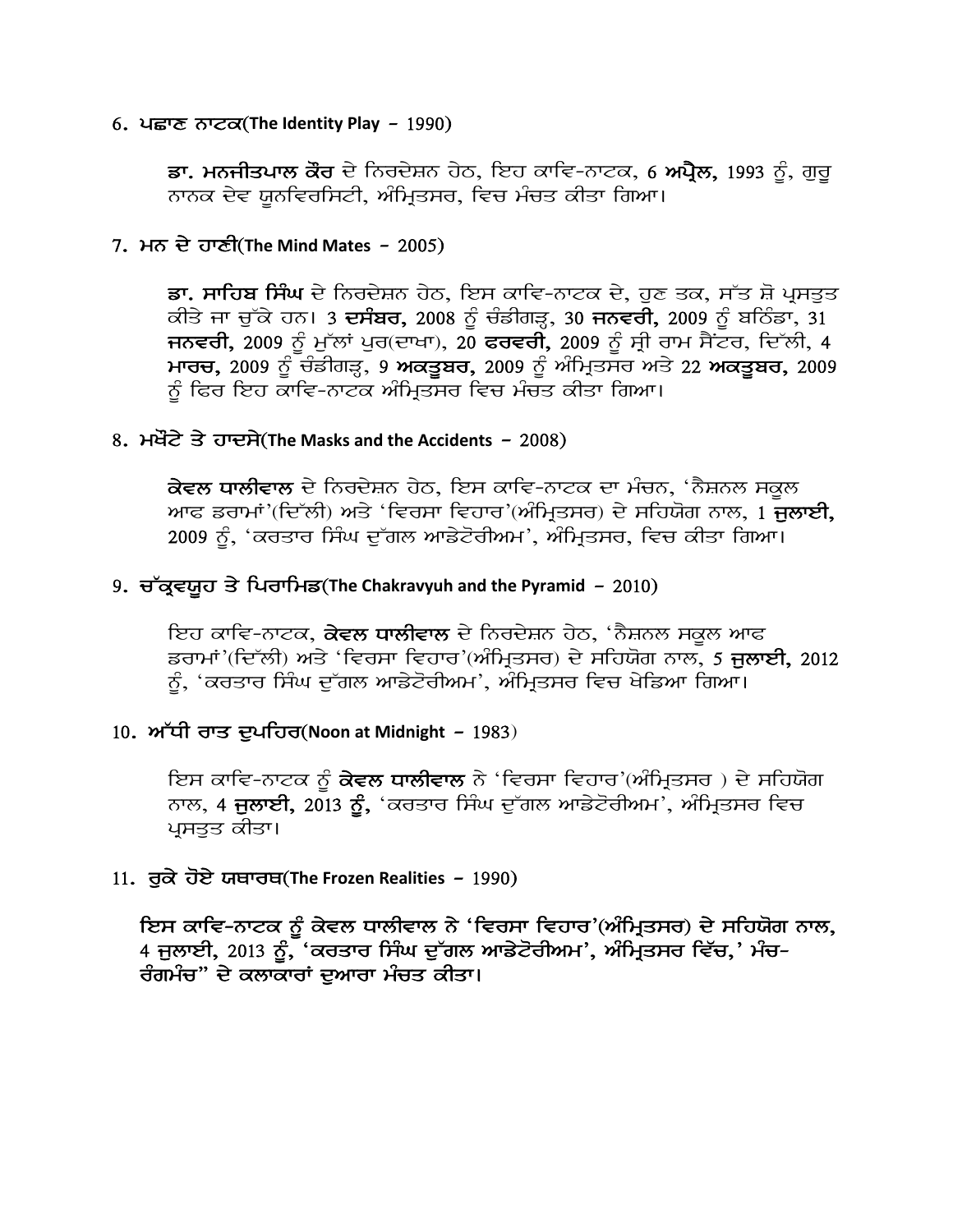6. **ਪਛਾਣ ਨਾਟਕ**(**The Identity Play –** 1990)

**ਡਾ. ਮਨਜੀਤਪਾਲ ਕੌਰ** ਦੇ ਨਿਰਦੇਸ਼ਨ ਹੇਠ, ਇਹ ਕਾਵਿ-ਨਾਟਕ, 6 **ਅਪ੍ਰੈਲ,** 1993 ਨੂੰ, ਗੁਰੂ ਨਾਨਕ ਦੇਵ ਯੂਨਵਿਰਸਿਟੀ, ਅੰਮ੍ਰਿਤਸਰ, ਵਿਚ ਮੰਚਤ ਕੀਤਾ ਗਿਆ।

7. **ਮਨ ਦੇ ਹਾਣੀ**(**The Mind Mates –** 2005)

**ਡਾ. ਸਾਹਿਬ ਸਿੰਘ** ਦੇ ਨਿਰਦੇਸ਼ਨ ਹੇਠ, ਇਸ ਕਾਵਿ-ਨਾਟਕ ਦੇ, ਹੁਣ ਤਕ, ਸੱਤ ਸ਼ੋ ਪ੍ਰਸਤੁਤ ਕੀਤੇ ਜਾ ਚੁੱਕੇ ਹਨ। 3 **ਦਸੰਬਰ,** 2008 ਨੂੰ ਚੰਡੀਗੜ੍ਹ, 30 **ਜਨਵਰੀ,** 2009 ਨੂੰ ਬਠਿੰਡਾ, 31 **ਜਨਵਰੀ,** 2009 ਨੂੰ ਮੁੱਲਾਂ ਪੁਰ(ਦਾਖਾ), 20 **ਫਰਵਰੀ,** 2009 ਨੂੰ ਸ੍ਰੀ ਰਾਮ ਸੈਂਟਰ, ਦਿੱਲੀ, 4 **ਮਾਰਚ,** 2009 ਨੂੰ ਚੰਡੀਗੜ੍ਹ, 9 **ਅਕਤੂਬਰ,** 2009 ਨੂੰ ਅੰਮ੍ਰਿਤਸਰ ਅਤੇ 22 **ਅਕਤੂਬਰ,** 2009 ਨੂੰ ਫਿਰ ਇਹ ਕਾਵਿ-ਨਾਟਕ ਅੰਮ੍ਰਿਤਸਰ ਵਿਚ ਮੰਚਤ ਕੀਤਾ ਗਿਆ।

8. **ਮਖੌਟੇ ਤੇ ਹਾਦਸੇ**(**The Masks and the Accidents –** 2008)

**ਕੇਵਲ ਧਾਲੀਵਾਲ** ਦੇ ਨਿਰਦੇਸ਼ਨ ਹੇਠ, ਇਸ ਕਾਵਿ-ਨਾਟਕ ਦਾ ਮੰਚਨ, 'ਨੈਸ਼ਨਲ ਸਕੂਲ ਆਫ ਡਰਾਮਾਂ'(ਦਿੱਲੀ) ਅਤੇ 'ਵਿਰਸਾ ਵਿਹਾਰ'(ਅੰਮ੍ਰਿਤਸਰ) ਦੇ ਸਹਿਯੋਗ ਨਾਲ, 1 **ਜੁਲਾਈ,** 2009 ਨੂੰ, 'ਕਰਤਾਰ ਸਿੰਘ ਦੁੱਗਲ ਆਡੇਟੋਰੀਅਮ', ਅੰਮ੍ਰਿਤਸਰ, ਵਿਚ ਕੀਤਾ ਗਿਆ।

9. **ਚੱਕ੍ਰਵਯੂਹ ਤੇ ਪਿਰਾਮਿਡ**(**The Chakravyuh and the Pyramid –** 2010)

ਇਹ ਕਾਵਿ-ਨਾਟਕ, **ਕੇਵਲ ਧਾਲੀਵਾਲ** ਦੇ ਨਿਰਦੇਸ਼ਨ ਹੇਠ, 'ਨੈਸ਼ਨਲ ਸਕੂਲ ਆਫ ਡਰਾਮਾਂ'(ਦਿੱਲੀ) ਅਤੇ 'ਵਿਰਸਾ ਵਿਹਾਰ'(ਅੰਮ੍ਰਿਤਸਰ) ਦੇ ਸਹਿਯੋਗ ਨਾਲ, 5 **ਜੁਲਾਈ,** 2012 ਨੂੰ, 'ਕਰਤਾਰ ਸਿੰਘ ਦੁੱਗਲ ਆਡੇਟੋਰੀਅਮ', ਅੰਮ੍ਰਿਤਸਰ ਵਿਚ ਖੇਡਿਆ ਗਿਆ।

10. **ਅੱਧੀ ਰਾਤ ਦੁਪਹਿਰ**(**Noon at Midnight –** 1983)

ਇਸ ਕਾਵਿ-ਨਾਟਕ ਨੂੰ **ਕੇਵਲ ਧਾਲੀਵਾਲ** ਨੇ 'ਵਿਰਸਾ ਵਿਹਾਰ'(ਅੰਮ੍ਰਿਤਸਰ ) ਦੇ ਸਹਿਯੋਗ ਨਾਲ, 4 **ਜੁਲਾਈ,** 2013 **ਨੂੰ,** 'ਕਰਤਾਰ ਸਿੰਘ ਦੁੱਗਲ ਆਡੇਟੋਰੀਅਮ', ਅੰਮ੍ਰਿਤਸਰ ਵਿਚ ਪ੍ਰਸਤੁਤ ਕੀਤਾ।

11. **ਰੁਕੇ ਹੋਏ ਯਥਾਰਥ**(**The Frozen Realities –** 1990)

**ਇਸ ਕਾਵਿ-ਨਾਟਕ ਨੂੰ ਕੇਵਲ ਧਾਲੀਵਾਲ ਨੇ 'ਵਿਰਸਾ ਵਿਹਾਰ'(ਅੰਮ੍ਰਿਤਸਰ) ਦੇ ਸਹਿਯੋਗ ਨਾਲ, 4 ਜੁਲਾਈ, 2013 ਨੂੰ, 'ਕਰਤਾਰ ਸਿੰਘ ਦੁੱਗਲ ਆਡੇਟੋਰੀਅਮ', ਅੰਮ੍ਰਿਤਸਰ ਵਿੱਚ,' ਮੰਚ-ਰੰਗਮੰਚ" ਦੇ ਕਲਾਕਾਰਾਂ ਦੁਆਰਾ ਮੰਚਤ ਕੀਤਾ।**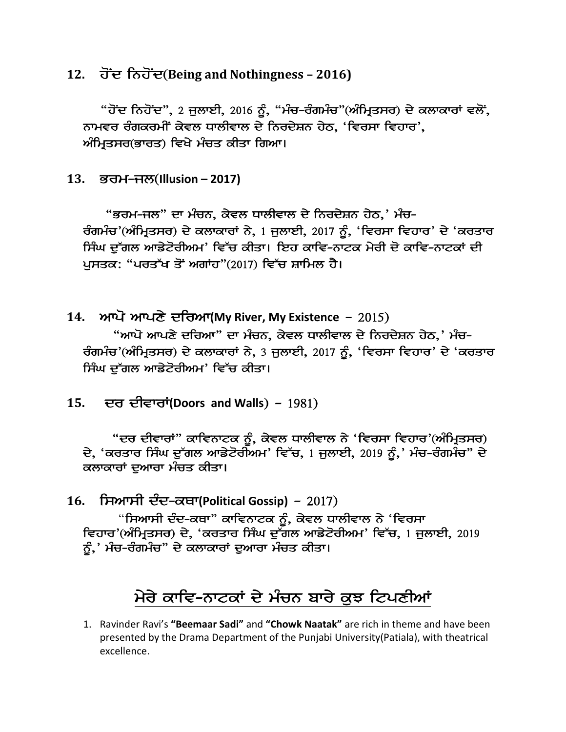**12. ਹੋਂਦ ਨਿਹੋਂਦ(Being and Nothingness – 2016)**

"ਹੋਂਦ ਨਿਹੋਂਦ", 2 ਜੁਲਾਈ, 2016 ਨੂੰ, "ਮੰਚ-ਰੰਗਮੰਚ"(ਅੰਮ੍ਰਿਤਸਰ) ਦੇ ਕਲਾਕਾਰਾਂ ਵਲੋਂ, ਨਾਮਵਰ ਰੰਗਕਰਮੀਂ ਕੇਵਲ ਧਾਲੀਵਾਲ ਦੇ ਨਿਰਦੇਸ਼ਨ ਹੇਠ, 'ਵਿਰਸਾ ਵਿਹਾਰ', ਅੰਮ੍ਰਿਤਸਰ(ਭਾਰਤ) ਵਿਖੇ ਮੰਚਤ ਕੀਤਾ ਗਿਆ।

**13. ਭਰਮ-ਜਲ(Illusion – 2017)**

"ਭਰਮ-ਜਲ" ਦਾ ਮੰਚਨ, ਕੇਵਲ ਧਾਲੀਵਾਲ ਦੇ ਨਿਰਦੇਸ਼ਨ ਹੇਠ,' ਮੰਚ-ਰੰਗਮੰਚ'(ਅੰਮ੍ਰਿਤਸਰ) ਦੇ ਕਲਾਕਾਰਾਂ ਨੇ, 1 ਜੁਲਾਈ, 2017 ਨੂੰ, 'ਵਿਰਸਾ ਵਿਹਾਰ' ਦੇ 'ਕਰਤਾਰ ਸਿੰਘ ਦੁੱਗਲ ਆਡੋਟੋਰੀਅਮ' ਵਿੱਚ ਕੀਤਾ। ਇਹ ਕਾਵਿ-ਨਾਟਕ ਮੇਰੀ ਦੋ ਕਾਵਿ-ਨਾਟਕਾਂ ਦੀ ਪੁਸਤਕ: "ਪਰਤੱਖ ਤੋਂ ਅਗਾਂਹ"(2017) ਵਿੱਚ ਸ਼ਾਮਿਲ ਹੈ।

**14. ਆਪੋ ਆਪਣੇ ਦਰਿਆ(My River, My Existence – 2015)**

"ਆਪੋ ਆਪਣੇ ਦਰਿਆ" ਦਾ ਮੰਚਨ, ਕੇਵਲ ਧਾਲੀਵਾਲ ਦੇ ਨਿਰਦੇਸ਼ਨ ਹੇਠ,' ਮੰਚ-ਰੰਗਮੰਚ'(ਅੰਮ੍ਰਿਤਸਰ) ਦੇ ਕਲਾਕਾਰਾਂ ਨੇ, 3 ਜੁਲਾਈ, 2017 ਨੂੰ, 'ਵਿਰਸਾ ਵਿਹਾਰ' ਦੇ 'ਕਰਤਾਰ ਸਿੰਘ ਦੁੱਗਲ ਆਡੋਟੋਰੀਅਮ' ਵਿੱਚ ਕੀਤਾ।

**15. ਦਰ ਦੀਵਾਰਾਂ(Doors and Walls) – 1981)**

"ਦਰ ਦੀਵਾਰਾਂ" ਕਾਵਿਨਾਟਕ ਨੂੰ, ਕੇਵਲ ਧਾਲੀਵਾਲ ਨੇ 'ਵਿਰਸਾ ਵਿਹਾਰ'(ਅੰਮ੍ਰਿਤਸਰ) ਦੇ, 'ਕਰਤਾਰ ਸਿੰਘ ਦੁੱਗਲ ਆਡੋਟੋਰੀਅਮ' ਵਿੱਚ, 1 ਜੁਲਾਈ, 2019 ਨੂੰ,' ਮੰਚ-ਰੰਗਮੰਚ" ਦੇ ਕਲਾਕਾਰਾਂ ਦੁਆਰਾ ਮੰਚਤ ਕੀਤਾ।

**16. ਸਿਆਸੀ ਦੰਦ-ਕਥਾ(Political Gossip) – 2017)**

"ਸਿਆਸੀ ਦੰਦ-ਕਥਾ" ਕਾਵਿਨਾਟਕ ਨੂੰ, ਕੇਵਲ ਧਾਲੀਵਾਲ ਨੇ 'ਵਿਰਸਾ ਵਿਹਾਰ'(ਅੰਮ੍ਰਿਤਸਰ) ਦੇ, 'ਕਰਤਾਰ ਸਿੰਘ ਦੁੱਗਲ ਆਡੋਟੋਰੀਅਮ' ਵਿੱਚ, 1 ਜੁਲਾਈ, 2019 ਨੂੰ,' ਮੰਚ-ਰੰਗਮੰਚ" ਦੇ ਕਲਾਕਾਰਾਂ ਦੁਆਰਾ ਮੰਚਤ ਕੀਤਾ।

## ਮੇਰੇ ਕਾਵਿ-ਨਾਟਕਾਂ ਦੇ ਮੰਚਨ ਬਾਰੇ ਕੁਝ ਟਿਪਣੀਆਂ

1. Ravinder Ravi's **"Beemaar Sadi"** and **"Chowk Naatak"** are rich in theme and have been presented by the Drama Department of the Punjabi University(Patiala), with theatrical excellence.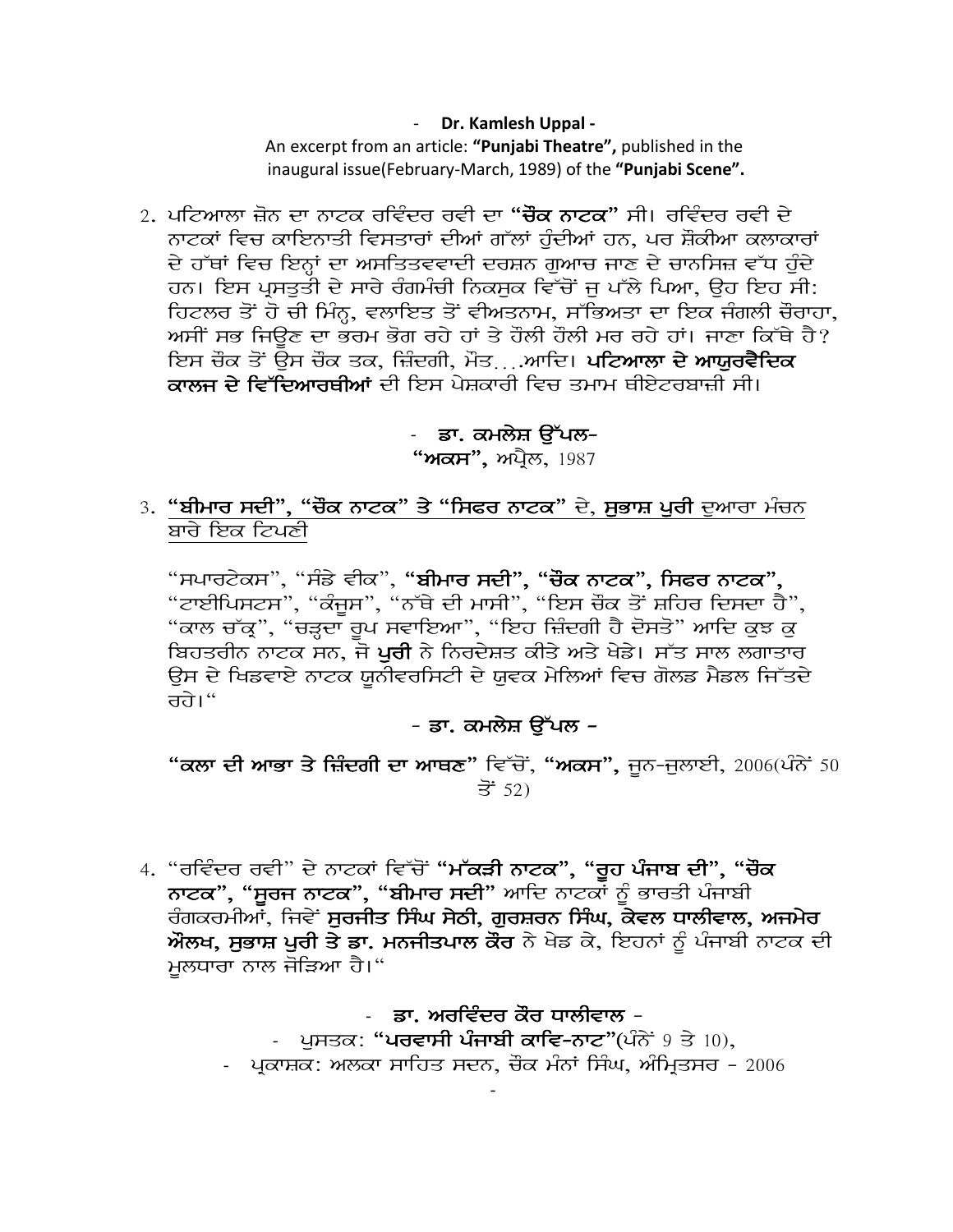- **Dr. Kamlesh Uppal -**

An excerpt from an article: **"Punjabi Theatre",** published in the inaugural issue(February-March, 1989) of the **"Punjabi Scene".**

2. ਪਟਿਆਲਾ ਜ਼ੋਨ ਦਾ ਨਾਟਕ ਰਵਿੰਦਰ ਰਵੀ ਦਾ **"ਚੌਕ ਨਾਟਕ"** ਸੀ। ਰਵਿੰਦਰ ਰਵੀ ਦੇ ਨਾਟਕਾਂ ਵਿਚ ਕਾਇਨਾਤੀ ਵਿਸਤਾਰਾਂ ਦੀਆਂ ਗੱਲਾਂ ਹੁੰਦੀਆਂ ਹਨ, ਪਰ ਸ਼ੌਕੀਆ ਕਲਾਕਾਰਾਂ ਦੇ ਹੱਥਾਂ ਵਿਚ ਇਨ੍ਹਾਂ ਦਾ ਅਸਤਿਤਵਵਾਦੀ ਦਰਸ਼ਨ ਗੁਆਚ ਜਾਣ ਦੇ ਚਾਨਸਿਜ਼ ਵੱਧ ਹੁੰਦੇ ਹਨ। ਇਸ ਪ੍ਰਸਤੁਤੀ ਦੇ ਸਾਰੇ ਰੰਗਮੰਚੀ ਨਿਕਸੁਕ ਵਿੱਚੋਂ ਜੁ ਪੱਲੇ ਪਿਆ, ਉਹ ਇਹ ਸੀ: ਹਿਟਲਰ ਤੋਂ ਹੋ ਚੀ ਮਿੰਨ੍ਹ, ਵਲਾਇਤ ਤੋਂ ਵੀਅਤਨਾਮ, ਸੱਭਿਅਤਾ ਦਾ ਇਕ ਜੰਗਲੀ ਚੌਰਾਹਾ, ਅਸੀਂ ਸਭ ਜਿਊਣ ਦਾ ਭਰਮ ਭੋਗ ਰਹੇ ਹਾਂ ਤੇ ਹੌਲੀ ਹੌਲੀ ਮਰ ਰਹੇ ਹਾਂ। ਜਾਣਾ ਕਿੱਥੇ ਹੈ? ਇਸ ਚੌਕ ਤੋਂ ਉਸ ਚੌਕ ਤਕ, ਜ਼ਿੰਦਗੀ, ਮੌਤ....ਆਦਿ। **ਪਟਿਆਲਾ ਦੇ ਆਯੁਰਵੈਦਿਕ ਕਾਲਜ ਦੇ ਵਿੱਦਿਆਰਥੀਆਂ** ਦੀ ਇਸ ਪੇਸ਼ਕਾਰੀ ਵਿਚ ਤਮਾਮ ਥੀਏਟਰਬਾਜ਼ੀ ਸੀ।

- **ਡਾ. ਕਮਲੇਸ਼ ਉੱਪਲ-**

**"ਅਕਸ",** ਅਪ੍ਰੈਲ, 1987

3. <u>**"ਬੀਮਾਰ ਸਦੀ", "ਚੌਕ ਨਾਟਕ" ਤੇ "ਸਿਫਰ ਨਾਟਕ"** ਦੇ, **ਸੁਭਾਸ਼ ਪੁਰੀ** ਦੁਆਰਾ ਮੰਚਨ ਬਾਰੇ ਇਕ ਟਿਪਣੀ</u>

"ਸਪਾਰਟੇਕਸ", "ਸੰਡੇ ਵੀਕ", **"ਬੀਮਾਰ ਸਦੀ", "ਚੌਕ ਨਾਟਕ", ਸਿਫਰ ਨਾਟਕ",** "ਟਾਈਪਿਸਟਸ", "ਕੰਜੂਸ", "ਨੱਥੇ ਦੀ ਮਾਸੀ", "ਇਸ ਚੌਕ ਤੋਂ ਸ਼ਹਿਰ ਦਿਸਦਾ ਹੈ", "ਕਾਲ ਚੱਕ੍ਰ", "ਚੜ੍ਹਦਾ ਰੂਪ ਸਵਾਇਆ", "ਇਹ ਜ਼ਿੰਦਗੀ ਹੈ ਦੋਸਤੋ" ਆਦਿ ਕੁਝ ਕੁ ਬਿਹਤਰੀਨ ਨਾਟਕ ਸਨ, ਜੋ **ਪੁਰੀ** ਨੇ ਨਿਰਦੇਸ਼ਤ ਕੀਤੇ ਅਤੇ ਖੇਡੇ। ਸੱਤ ਸਾਲ ਲਗਾਤਾਰ ਉਸ ਦੇ ਖਿਡਵਾਏ ਨਾਟਕ ਯੂਨੀਵਰਸਿਟੀ ਦੇ ਯੁਵਕ ਮੇਲਿਆਂ ਵਿਚ ਗੋਲਡ ਮੈਡਲ ਜਿੱਤਦੇ ਰਹੇ।"

**- ਡਾ. ਕਮਲੇਸ਼ ਉੱਪਲ -**

**"ਕਲਾ ਦੀ ਆਭਾ ਤੇ ਜ਼ਿੰਦਗੀ ਦਾ ਆਥਣ"** ਵਿੱਚੋਂ, **"ਅਕਸ",** ਜੂਨ-ਜੁਲਾਈ, 2006(ਪੰਨੇਂ 50 ਤੋਂ 52)

4. "ਰਵਿੰਦਰ ਰਵੀ" ਦੇ ਨਾਟਕਾਂ ਵਿੱਚੋਂ **"ਮੱਕੜੀ ਨਾਟਕ", "ਰੂਹ ਪੰਜਾਬ ਦੀ", "ਚੌਕ ਨਾਟਕ", "ਸੂਰਜ ਨਾਟਕ", "ਬੀਮਾਰ ਸਦੀ"** ਆਦਿ ਨਾਟਕਾਂ ਨੂੰ ਭਾਰਤੀ ਪੰਜਾਬੀ ਰੰਗਕਰਮੀਆਂ, ਜਿਵੇਂ **ਸੁਰਜੀਤ ਸਿੰਘ ਸੇਠੀ, ਗੁਰਸ਼ਰਨ ਸਿੰਘ, ਕੇਵਲ ਧਾਲੀਵਾਲ, ਅਜਮੇਰ ਔਲਖ, ਸੁਭਾਸ਼ ਪੁਰੀ ਤੇ ਡਾ. ਮਨਜੀਤਪਾਲ ਕੌਰ** ਨੇ ਖੇਡ ਕੇ, ਇਹਨਾਂ ਨੂੰ ਪੰਜਾਬੀ ਨਾਟਕ ਦੀ ਮੂਲਧਾਰਾ ਨਾਲ ਜੋੜਿਆ ਹੈ।"

- **ਡਾ. ਅਰਵਿੰਦਰ ਕੌਰ ਧਾਲੀਵਾਲ -**
- ਪੁਸਤਕ: **"ਪਰਵਾਸੀ ਪੰਜਾਬੀ ਕਾਵਿ-ਨਾਟ"**(ਪੰਨੇਂ 9 ਤੇ 10),
- ਪ੍ਰਕਾਸ਼ਕ: ਅਲਕਾ ਸਾਹਿਤ ਸਦਨ, ਚੌਕ ਮੰਨਾਂ ਸਿੰਘ, ਅੰਮ੍ਰਿਤਸਰ - 2006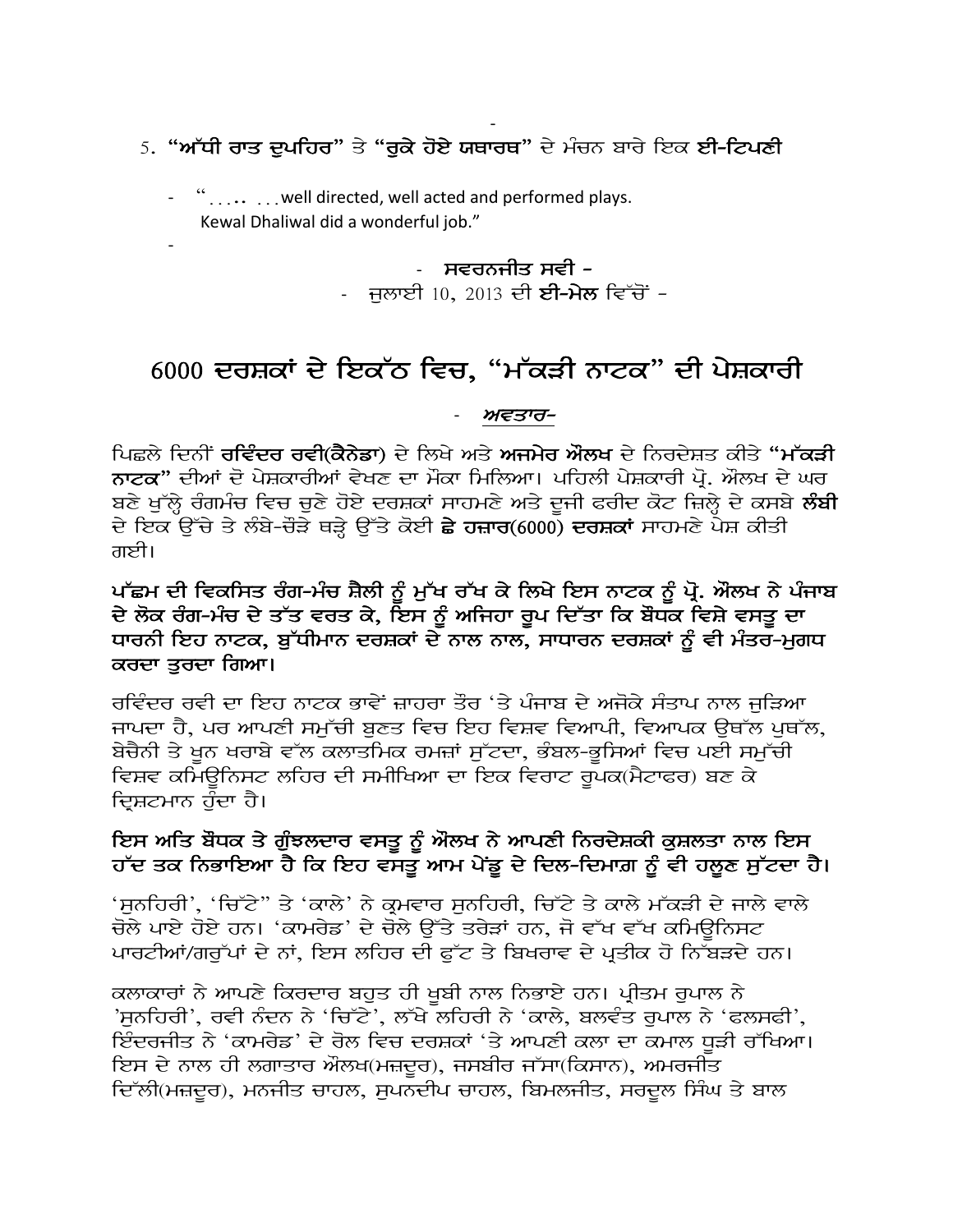5. **"ਅੱਧੀ ਰਾਤ ਦੁਪਹਿਰ"** ਤੇ **"ਰੁਕੇ ਹੋਏ ਯਥਾਰਥ"** ਦੇ ਮੰਚਨ ਬਾਰੇ ਇਕ **ਈ-ਟਿਪਣੀ**

- "...... ... well directed, well acted and performed plays. Kewal Dhaliwal did a wonderful job."

- **ਸਵਰਨਜੀਤ ਸਵੀ -**
- ਜੁਲਾਈ 10, 2013 ਦੀ **ਈ-ਮੇਲ** ਵਿੱਚੋਂ -

# 6000 ਦਰਸ਼ਕਾਂ ਦੇ ਇਕੱਠ ਵਿਚ, "ਮੱਕੜੀ ਨਾਟਕ" ਦੀ ਪੇਸ਼ਕਾਰੀ

- ***ਅਵਤਾਰ-***

ਪਿਛਲੇ ਦਿਨੀਂ **ਰਵਿੰਦਰ ਰਵੀ(ਕੈਨੇਡਾ)** ਦੇ ਲਿਖੇ ਅਤੇ **ਅਜਮੇਰ ਔਲਖ** ਦੇ ਨਿਰਦੇਸ਼ਤ ਕੀਤੇ **"ਮੱਕੜੀ ਨਾਟਕ"** ਦੀਆਂ ਦੋ ਪੇਸ਼ਕਾਰੀਆਂ ਵੇਖਣ ਦਾ ਮੌਕਾ ਮਿਲਿਆ। ਪਹਿਲੀ ਪੇਸ਼ਕਾਰੀ ਪ੍ਰੋ. ਔਲਖ ਦੇ ਘਰ ਬਣੇ ਖੁੱਲ੍ਹੇ ਰੰਗਮੰਚ ਵਿਚ ਚੁਣੇ ਹੋਏ ਦਰਸ਼ਕਾਂ ਸਾਹਮਣੇ ਅਤੇ ਦੂਜੀ ਫਰੀਦ ਕੋਟ ਜ਼ਿਲ੍ਹੇ ਦੇ ਕਸਬੇ **ਲੰਬੀ** ਦੇ ਇਕ ਉੱਚੇ ਤੇ ਲੰਬੇ-ਚੌੜੇ ਥੜ੍ਹੇ ਉੱਤੇ ਕੋਈ **ਛੇ ਹਜ਼ਾਰ(6000) ਦਰਸ਼ਕਾਂ** ਸਾਹਮਣੇ ਪੇਸ਼ ਕੀਤੀ ਗਈ।

**ਪੱਛਮ ਦੀ ਵਿਕਸਿਤ ਰੰਗ-ਮੰਚ ਸ਼ੈਲੀ ਨੂੰ ਮੁੱਖ ਰੱਖ ਕੇ ਲਿਖੇ ਇਸ ਨਾਟਕ ਨੂੰ ਪ੍ਰੋ. ਔਲਖ ਨੇ ਪੰਜਾਬ ਦੇ ਲੋਕ ਰੰਗ-ਮੰਚ ਦੇ ਤੱਤ ਵਰਤ ਕੇ, ਇਸ ਨੂੰ ਅਜਿਹਾ ਰੂਪ ਦਿੱਤਾ ਕਿ ਬੌਧਕ ਵਿਸ਼ੇ ਵਸਤੂ ਦਾ ਧਾਰਨੀ ਇਹ ਨਾਟਕ, ਬੁੱਧੀਮਾਨ ਦਰਸ਼ਕਾਂ ਦੇ ਨਾਲ ਨਾਲ, ਸਾਧਾਰਨ ਦਰਸ਼ਕਾਂ ਨੂੰ ਵੀ ਮੰਤਰ-ਮੁਗਧ ਕਰਦਾ ਤੁਰਦਾ ਗਿਆ।**

ਰਵਿੰਦਰ ਰਵੀ ਦਾ ਇਹ ਨਾਟਕ ਭਾਵੇਂ ਜ਼ਾਹਰਾ ਤੌਰ 'ਤੇ ਪੰਜਾਬ ਦੇ ਅਜੋਕੇ ਸੰਤਾਪ ਨਾਲ ਜੁੜਿਆ ਜਾਪਦਾ ਹੈ, ਪਰ ਆਪਣੀ ਸਮੁੱਚੀ ਬੁਣਤ ਵਿਚ ਇਹ ਵਿਸ਼ਵ ਵਿਆਪੀ, ਵਿਆਪਕ ਉਥੱਲ ਪੁਥੱਲ, ਬੇਚੈਨੀ ਤੇ ਖ਼ੂਨ ਖਰਾਬੇ ਵੱਲ ਕਲਾਤਮਿਕ ਰਮਜ਼ਾਂ ਸੁੱਟਦਾ, ਭੰਬਲ-ਭੂਸਿਆਂ ਵਿਚ ਪਈ ਸਮੁੱਚੀ ਵਿਸ਼ਵ ਕਮਿਊਨਿਸਟ ਲਹਿਰ ਦੀ ਸਮੀਖਿਆ ਦਾ ਇਕ ਵਿਰਾਟ ਰੂਪਕ(ਮੈਟਾਫਰ) ਬਣ ਕੇ ਦ੍ਰਿਸ਼ਟਮਾਨ ਹੁੰਦਾ ਹੈ।

**ਇਸ ਅਤਿ ਬੌਧਕ ਤੇ ਗੁੰਝਲਦਾਰ ਵਸਤੂ ਨੂੰ ਔਲਖ ਨੇ ਆਪਣੀ ਨਿਰਦੇਸ਼ਕੀ ਕੁਸ਼ਲਤਾ ਨਾਲ ਇਸ ਹੱਦ ਤਕ ਨਿਭਾਇਆ ਹੈ ਕਿ ਇਹ ਵਸਤੂ ਆਮ ਪੇਂਡੂ ਦੇ ਦਿਲ-ਦਿਮਾਗ਼ ਨੂੰ ਵੀ ਹਲੂਣ ਸੁੱਟਦਾ ਹੈ।**

'ਸੁਨਹਿਰੀ', 'ਚਿੱਟੇ" ਤੇ 'ਕਾਲੇ' ਨੇ ਕ੍ਰਮਵਾਰ ਸੁਨਹਿਰੀ, ਚਿੱਟੇ ਤੇ ਕਾਲੇ ਮੱਕੜੀ ਦੇ ਜਾਲੇ ਵਾਲੇ ਚੋਲੇ ਪਾਏ ਹੋਏ ਹਨ। 'ਕਾਮਰੇਡ' ਦੇ ਚੋਲੇ ਉੱਤੇ ਤਰੇੜਾਂ ਹਨ, ਜੋ ਵੱਖ ਵੱਖ ਕਮਿਊਨਿਸਟ ਪਾਰਟੀਆਂ/ਗਰੁੱਪਾਂ ਦੇ ਨਾਂ, ਇਸ ਲਹਿਰ ਦੀ ਫੁੱਟ ਤੇ ਬਿਖਰਾਵ ਦੇ ਪ੍ਰਤੀਕ ਹੋ ਨਿੱਬੜਦੇ ਹਨ।

ਕਲਾਕਾਰਾਂ ਨੇ ਆਪਣੇ ਕਿਰਦਾਰ ਬਹੁਤ ਹੀ ਖ਼ੂਬੀ ਨਾਲ ਨਿਭਾਏ ਹਨ। ਪ੍ਰੀਤਮ ਰੁਪਾਲ ਨੇ 'ਸੁਨਹਿਰੀ', ਰਵੀ ਨੰਦਨ ਨੇ 'ਚਿੱਟੇ', ਲੱਖੇ ਲਹਿਰੀ ਨੇ 'ਕਾਲੇ, ਬਲਵੰਤ ਰੁਪਾਲ ਨੇ 'ਫਲਸਫੀ', ਇੰਦਰਜੀਤ ਨੇ 'ਕਾਮਰੇਡ' ਦੇ ਰੋਲ ਵਿਚ ਦਰਸ਼ਕਾਂ 'ਤੇ ਆਪਣੀ ਕਲਾ ਦਾ ਕਮਾਲ ਧੂੜੀ ਰੱਖਿਆ। ਇਸ ਦੇ ਨਾਲ ਹੀ ਲਗਾਤਾਰ ਔਲਖ(ਮਜ਼ਦੂਰ), ਜਸਬੀਰ ਜੱਸਾ(ਕਿਸਾਨ), ਅਮਰਜੀਤ ਦਿੱਲੀ(ਮਜ਼ਦੂਰ), ਮਨਜੀਤ ਚਾਹਲ, ਸੁਪਨਦੀਪ ਚਾਹਲ, ਬਿਮਲਜੀਤ, ਸਰਦੂਲ ਸਿੰਘ ਤੇ ਬਾਲ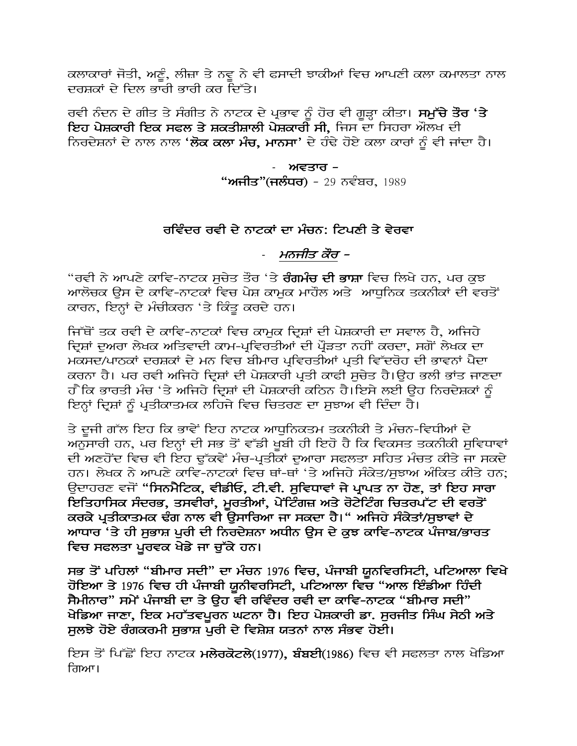ਕਲਾਕਾਰਾਂ ਜੋਤੀ, ਅਣੂੰ, ਲੀਜ਼ਾ ਤੇ ਨਵੂ ਨੇ ਵੀ ਫਸਾਦੀ ਝਾਕੀਆਂ ਵਿਚ ਆਪਣੀ ਕਲਾ ਕਮਾਲਤਾ ਨਾਲ ਦਰਸ਼ਕਾਂ ਦੇ ਦਿਲ ਭਾਰੀ ਭਾਰੀ ਕਰ ਦਿੱਤੇ।

ਰਵੀ ਨੰਦਨ ਦੇ ਗੀਤ ਤੇ ਸੰਗੀਤ ਨੇ ਨਾਟਕ ਦੇ ਪ੍ਰਭਾਵ ਨੂੰ ਹੋਰ ਵੀ ਗੂੜ੍ਹਾ ਕੀਤਾ। **ਸਮੁੱਚੇ ਤੌਰ 'ਤੇ ਇਹ ਪੇਸ਼ਕਾਰੀ ਇਕ ਸਫਲ ਤੇ ਸ਼ਕਤੀਸ਼ਾਲੀ ਪੇਸ਼ਕਾਰੀ ਸੀ,** ਜਿਸ ਦਾ ਸਿਹਰਾ ਔਲਖ ਦੀ ਨਿਰਦੇਸ਼ਨਾਂ ਦੇ ਨਾਲ ਨਾਲ **'ਲੋਕ ਕਲਾ ਮੰਚ, ਮਾਨਸਾ'** ਦੇ ਹੰਢੇ ਹੋਏ ਕਲਾ ਕਾਰਾਂ ਨੂੰ ਵੀ ਜਾਂਦਾ ਹੈ।

- **ਅਵਤਾਰ –**
**"ਅਜੀਤ"(ਜਲੰਧਰ)** - 29 ਨਵੰਬਰ, 1989

## ਰਵਿੰਦਰ ਰਵੀ ਦੇ ਨਾਟਕਾਂ ਦਾ ਮੰਚਨ: ਟਿਪਣੀ ਤੇ ਵੇਰਵਾ

- ***ਮਨਜੀਤ ਕੌਰ* –**

"ਰਵੀ ਨੇ ਆਪਣੇ ਕਾਵਿ-ਨਾਟਕ ਸੁਚੇਤ ਤੌਰ 'ਤੇ **ਰੰਗਮੰਚ ਦੀ ਭਾਸ਼ਾ** ਵਿਚ ਲਿਖੇ ਹਨ, ਪਰ ਕੁਝ ਆਲੋਚਕ ਉਸ ਦੇ ਕਾਵਿ-ਨਾਟਕਾਂ ਵਿਚ ਪੇਸ਼ ਕਾਮੁਕ ਮਾਹੌਲ ਅਤੇ ਆਧੁਨਿਕ ਤਕਨੀਕਾਂ ਦੀ ਵਰਤੋਂ ਕਾਰਨ, ਇਨ੍ਹਾਂ ਦੇ ਮੰਚੀਕਰਨ 'ਤੇ ਕਿੰਤੂ ਕਰਦੇ ਹਨ।

ਜਿੱਥੋਂ ਤਕ ਰਵੀ ਦੇ ਕਾਵਿ-ਨਾਟਕਾਂ ਵਿਚ ਕਾਮੁਕ ਦ੍ਰਿਸ਼ਾਂ ਦੀ ਪੇਸ਼ਕਾਰੀ ਦਾ ਸਵਾਲ ਹੈ, ਅਜਿਹੇ ਦ੍ਰਿਸ਼ਾਂ ਦੁਅਰਾ ਲੇਖਕ ਅਤਿਵਾਦੀ ਕਾਮ-ਪ੍ਰਵਿਰਤੀਆਂ ਦੀ ਪ੍ਰੌੜਤਾ ਨਹੀਂ ਕਰਦਾ, ਸਗੋਂ ਲੇਖਕ ਦਾ ਮਕਸਦ/ਪਾਠਕਾਂ ਦਰਸ਼ਕਾਂ ਦੇ ਮਨ ਵਿਚ ਬੀਮਾਰ ਪ੍ਰਵਿਰਤੀਆਂ ਪ੍ਰਤੀ ਵਿੱਦਰੋਹ ਦੀ ਭਾਵਨਾਂ ਪੈਦਾ ਕਰਨਾ ਹੈ। ਪਰ ਰਵੀ ਅਜਿਹੇ ਦ੍ਰਿਸ਼ਾਂ ਦੀ ਪੇਸ਼ਕਾਰੀ ਪ੍ਰਤੀ ਕਾਫੀ ਸੁਚੇਤ ਹੈ।ਉਹ ਭਲੀ ਭਾਂਤ ਜਾਣਦਾ ਹੈ ਕਿ ਭਾਰਤੀ ਮੰਚ 'ਤੇ ਅਜਿਹੇ ਦ੍ਰਿਸ਼ਾਂ ਦੀ ਪੇਸ਼ਕਾਰੀ ਕਠਿਨ ਹੈ।ਇਸੇ ਲਈ ਉਹ ਨਿਰਦੇਸ਼ਕਾਂ ਨੂੰ ਇਨ੍ਹਾਂ ਦ੍ਰਿਸ਼ਾਂ ਨੂੰ ਪ੍ਰਤੀਕਾਤਮਕ ਲਹਿਜੇ ਵਿਚ ਚਿਤਰਣ ਦਾ ਸੁਝਾਅ ਵੀ ਦਿੰਦਾ ਹੈ।

ਤੇ ਦੂਜੀ ਗੱਲ ਇਹ ਕਿ ਭਾਵੇਂ ਇਹ ਨਾਟਕ ਆਧੁਨਿਕਤਮ ਤਕਨੀਕੀ ਤੇ ਮੰਚਨ-ਵਿਧੀਆਂ ਦੇ ਅਨੁਸਾਰੀ ਹਨ, ਪਰ ਇਨ੍ਹਾਂ ਦੀ ਸਭ ਤੋਂ ਵੱਡੀ ਖੂਬੀ ਹੀ ਇਹੋ ਹੈ ਕਿ ਵਿਕਸਤ ਤਕਨੀਕੀ ਸੁਵਿਧਾਵਾਂ ਦੀ ਅਣਹੋਂਦ ਵਿਚ ਵੀ ਇਹ ਢੁੱਕਵੇਂ ਮੰਚ-ਪ੍ਰਤੀਕਾਂ ਦੁਆਰਾ ਸਫਲਤਾ ਸਹਿਤ ਮੰਚਤ ਕੀਤੇ ਜਾ ਸਕਦੇ ਹਨ। ਲੇਖਕ ਨੇ ਆਪਣੇ ਕਾਵਿ-ਨਾਟਕਾਂ ਵਿਚ ਥਾਂ-ਥਾਂ 'ਤੇ ਅਜਿਹੇ ਸੰਕੇਤ/ਸੁਝਾਅ ਅੰਕਿਤ ਕੀਤੇ ਹਨ; ਉਦਾਹਰਣ ਵਜੋਂ **"ਸਿਨਮੈਟਿਕ, ਵੀਡੀਓ, ਟੀ.ਵੀ. ਸੁਵਿਧਾਵਾਂ ਜੇ ਪ੍ਰਾਪਤ ਨਾ ਹੋਣ, ਤਾਂ ਇਹ ਸਾਰਾ ਇਤਿਹਾਸਿਕ ਸੰਦਰਭ, ਤਸਵੀਰਾਂ, ਮੂਰਤੀਆਂ, ਪੇਂਟਿੰਗਜ਼ ਅਤੇ ਰੋਟੇਟਿੰਗ ਚਿਤਰਪੱਟ ਦੀ ਵਰਤੋਂ ਕਰਕੇ ਪ੍ਰਤੀਕਾਤਮਕ ਢੰਗ ਨਾਲ ਵੀ ਉਸਾਰਿਆ ਜਾ ਸਕਦਾ ਹੈ।" ਅਜਿਹੇ ਸੰਕੇਤਾਂ/ਸੁਝਾਵਾਂ ਦੇ ਆਧਾਰ 'ਤੇ ਹੀ ਸੁਭਾਸ਼ ਪੁਰੀ ਦੀ ਨਿਰਦੇਸ਼ਨਾ ਅਧੀਨ ਉਸ ਦੇ ਕੁਝ ਕਾਵਿ-ਨਾਟਕ ਪੰਜਾਬ/ਭਾਰਤ ਵਿਚ ਸਫਲਤਾ ਪੂਰਵਕ ਖੇਡੇ ਜਾ ਚੁੱਕੇ ਹਨ।**

**ਸਭ ਤੋਂ ਪਹਿਲਾਂ "ਬੀਮਾਰ ਸਦੀ" ਦਾ ਮੰਚਨ 1976 ਵਿਚ, ਪੰਜਾਬੀ ਯੂਨੀਵਰਸਿਟੀ, ਪਟਿਆਲਾ ਵਿਖੇ ਹੋਇਆ ਤੇ 1976 ਵਿਚ ਹੀ ਪੰਜਾਬੀ ਯੂਨੀਵਰਸਿਟੀ, ਪਟਿਆਲਾ ਵਿਚ "ਆਲ ਇੰਡੀਆ ਹਿੰਦੀ ਸੈਮੀਨਾਰ" ਸਮੇਂ ਪੰਜਾਬੀ ਦਾ ਤੇ ਉਹ ਵੀ ਰਵਿੰਦਰ ਰਵੀ ਦਾ ਕਾਵਿ-ਨਾਟਕ "ਬੀਮਾਰ ਸਦੀ" ਖੇਡਿਆ ਜਾਣਾ, ਇਕ ਮਹੱਤਵਪੂਰਨ ਘਟਨਾ ਹੈ। ਇਹ ਪੇਸ਼ਕਾਰੀ ਡਾ. ਸੁਰਜੀਤ ਸਿੰਘ ਸੇਠੀ ਅਤੇ ਸੁਲਝੇ ਹੋਏ ਰੰਗਕਰਮੀ ਸੁਭਾਸ਼ ਪੁਰੀ ਦੇ ਵਿਸ਼ੇਸ਼ ਯਤਨਾਂ ਨਾਲ ਸੰਭਵ ਹੋਈ।**

ਇਸ ਤੋਂ ਪਿੱਛੋਂ ਇਹ ਨਾਟਕ **ਮਲੇਰਕੋਟਲੇ**(1977), **ਬੰਬਈ**(1986) ਵਿਚ ਵੀ ਸਫਲਤਾ ਨਾਲ ਖੇਡਿਆ ਗਿਆ।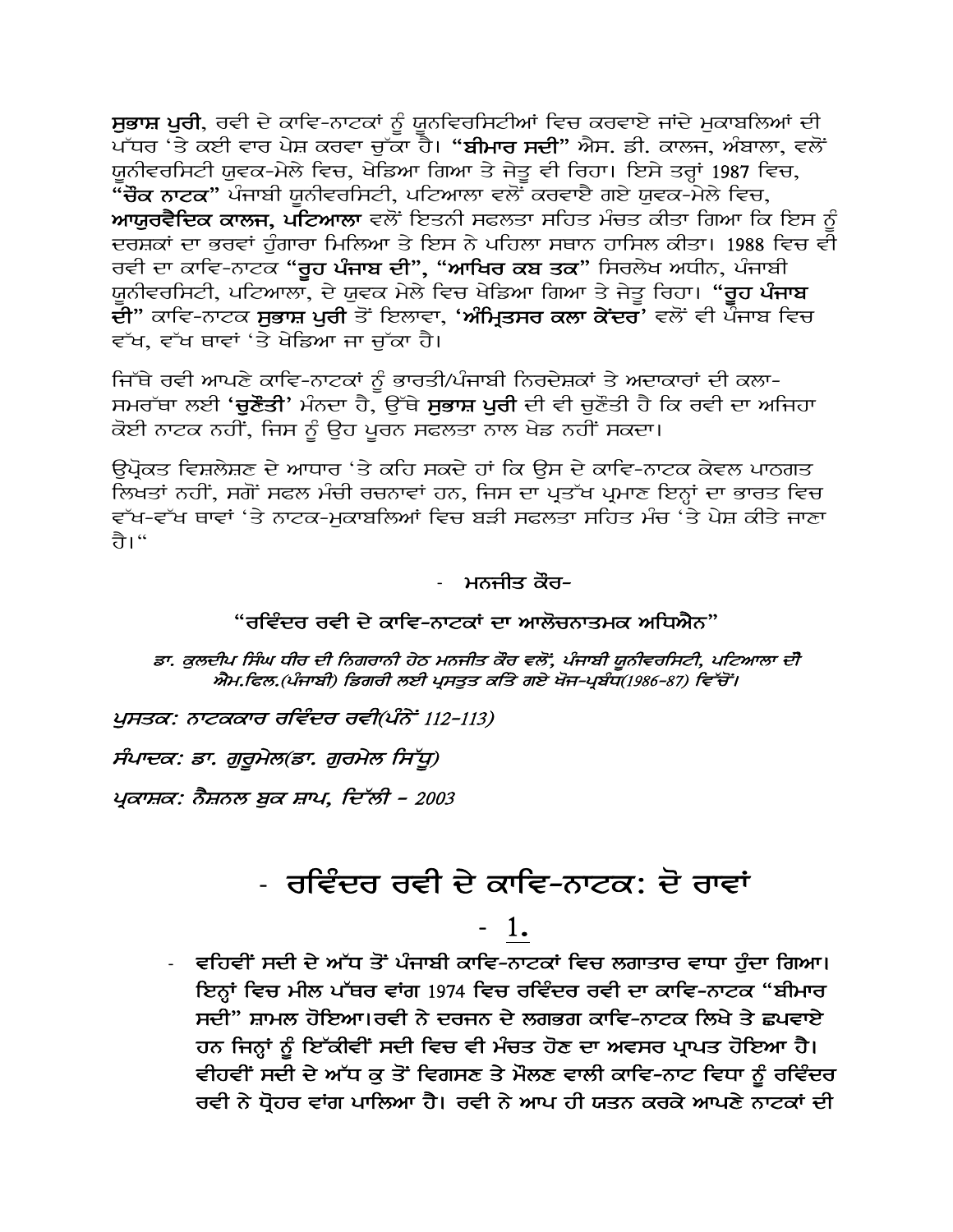**ਸੁਭਾਸ਼ ਪੁਰੀ**, ਰਵੀ ਦੇ ਕਾਵਿ-ਨਾਟਕਾਂ ਨੂੰ ਯੂਨਵਿਰਸਿਟੀਆਂ ਵਿਚ ਕਰਵਾਏ ਜਾਂਦੇ ਮੁਕਾਬਲਿਆਂ ਦੀ ਪੱਧਰ 'ਤੇ ਕਈ ਵਾਰ ਪੇਸ਼ ਕਰਵਾ ਚੁੱਕਾ ਹੈ। **"ਬੀਮਾਰ ਸਦੀ"** ਐਸ. ਡੀ. ਕਾਲਜ, ਅੰਬਾਲਾ, ਵਲੋਂ ਯੂਨੀਵਰਸਿਟੀ ਯੁਵਕ-ਮੇਲੇ ਵਿਚ, ਖੇਡਿਆ ਗਿਆ ਤੇ ਜੇਤੂ ਵੀ ਰਿਹਾ। ਇਸੇ ਤਰ੍ਹਾਂ 1987 ਵਿਚ, **"ਚੌਕ ਨਾਟਕ"** ਪੰਜਾਬੀ ਯੂਨੀਵਰਸਿਟੀ, ਪਟਿਆਲਾ ਵਲੋਂ ਕਰਵਾਏ ਗਏ ਯੁਵਕ-ਮੇਲੇ ਵਿਚ, **ਆਯੁਰਵੈਦਿਕ ਕਾਲਜ, ਪਟਿਆਲਾ** ਵਲੋਂ ਇਤਨੀ ਸਫਲਤਾ ਸਹਿਤ ਮੰਚਤ ਕੀਤਾ ਗਿਆ ਕਿ ਇਸ ਨੂੰ ਦਰਸ਼ਕਾਂ ਦਾ ਭਰਵਾਂ ਹੁੰਗਾਰਾ ਮਿਲਿਆ ਤੇ ਇਸ ਨੇ ਪਹਿਲਾ ਸਥਾਨ ਹਾਸਿਲ ਕੀਤਾ। 1988 ਵਿਚ ਵੀ ਰਵੀ ਦਾ ਕਾਵਿ-ਨਾਟਕ **"ਰੂਹ ਪੰਜਾਬ ਦੀ", "ਆਖਿਰ ਕਬ ਤਕ"** ਸਿਰਲੇਖ ਅਧੀਨ, ਪੰਜਾਬੀ ਯੂਨੀਵਰਸਿਟੀ, ਪਟਿਆਲਾ, ਦੇ ਯੁਵਕ ਮੇਲੇ ਵਿਚ ਖੇਡਿਆ ਗਿਆ ਤੇ ਜੇਤੂ ਰਿਹਾ। **"ਰੂਹ ਪੰਜਾਬ ਦੀ"** ਕਾਵਿ-ਨਾਟਕ **ਸੁਭਾਸ਼ ਪੁਰੀ** ਤੋਂ ਇਲਾਵਾ, **'ਅੰਮ੍ਰਿਤਸਰ ਕਲਾ ਕੇਂਦਰ'** ਵਲੋਂ ਵੀ ਪੰਜਾਬ ਵਿਚ ਵੱਖ, ਵੱਖ ਥਾਵਾਂ 'ਤੇ ਖੇਡਿਆ ਜਾ ਚੁੱਕਾ ਹੈ।

ਜਿੱਥੇ ਰਵੀ ਆਪਣੇ ਕਾਵਿ-ਨਾਟਕਾਂ ਨੂੰ ਭਾਰਤੀ/ਪੰਜਾਬੀ ਨਿਰਦੇਸ਼ਕਾਂ ਤੇ ਅਦਾਕਾਰਾਂ ਦੀ ਕਲਾ-ਸਮਰੱਥਾ ਲਈ **'ਚੁਣੌਤੀ'** ਮੰਨਦਾ ਹੈ, ਉੱਥੇ **ਸੁਭਾਸ਼ ਪੁਰੀ** ਦੀ ਵੀ ਚੁਣੌਤੀ ਹੈ ਕਿ ਰਵੀ ਦਾ ਅਜਿਹਾ ਕੋਈ ਨਾਟਕ ਨਹੀਂ, ਜਿਸ ਨੂੰ ਉਹ ਪੂਰਨ ਸਫਲਤਾ ਨਾਲ ਖੇਡ ਨਹੀਂ ਸਕਦਾ।

ਉਪ੍ਰੋਕਤ ਵਿਸ਼ਲੇਸ਼ਣ ਦੇ ਆਧਾਰ 'ਤੇ ਕਹਿ ਸਕਦੇ ਹਾਂ ਕਿ ਉਸ ਦੇ ਕਾਵਿ-ਨਾਟਕ ਕੇਵਲ ਪਾਠਗਤ ਲਿਖਤਾਂ ਨਹੀਂ, ਸਗੋਂ ਸਫਲ ਮੰਚੀ ਰਚਨਾਵਾਂ ਹਨ, ਜਿਸ ਦਾ ਪ੍ਰਤੱਖ ਪ੍ਰਮਾਣ ਇਨ੍ਹਾਂ ਦਾ ਭਾਰਤ ਵਿਚ ਵੱਖ-ਵੱਖ ਥਾਵਾਂ 'ਤੇ ਨਾਟਕ-ਮੁਕਾਬਲਿਆਂ ਵਿਚ ਬੜੀ ਸਫਲਤਾ ਸਹਿਤ ਮੰਚ 'ਤੇ ਪੇਸ਼ ਕੀਤੇ ਜਾਣਾ ਹੈ।"

- **ਮਨਜੀਤ ਕੌਰ-**

**"ਰਵਿੰਦਰ ਰਵੀ ਦੇ ਕਾਵਿ-ਨਾਟਕਾਂ ਦਾ ਆਲੋਚਨਾਤਮਕ ਅਧਿਐਨ"**

***ਡਾ. ਕੁਲਦੀਪ ਸਿੰਘ ਧੀਰ ਦੀ ਨਿਗਰਾਨੀ ਹੇਠ ਮਨਜੀਤ ਕੌਰ ਵਲੋਂ, ਪੰਜਾਬੀ ਯੂਨੀਵਰਸਿਟੀ, ਪਟਿਆਲਾ ਦੀ ਐਮ.ਫਿਲ.(ਪੰਜਾਬੀ) ਡਿਗਰੀ ਲਈ ਪ੍ਰਸਤੁਤ ਕਤਿ ਗਏ ਖੋਜ-ਪ੍ਰਬੰਧ(1986-87) ਵਿੱਚੋਂ।***

*ਪੁਸਤਕ: ਨਾਟਕਕਾਰ ਰਵਿੰਦਰ ਰਵੀ(ਪੰਨੇ 112-113)*

*ਸੰਪਾਦਕ: ਡਾ. ਗੁਰੂਮੇਲ(ਡਾ. ਗੁਰਮੇਲ ਸਿੱਧੂ)*

*ਪ੍ਰਕਾਸ਼ਕ: ਨੈਸ਼ਨਲ ਬੁਕ ਸ਼ਾਪ, ਦਿੱਲੀ - 2003*

# - ਰਵਿੰਦਰ ਰਵੀ ਦੇ ਕਾਵਿ-ਨਾਟਕ: ਦੋ ਰਾਵਾਂ

## - 1.

- **ਵਹਿਵੀਂ ਸਦੀ ਦੇ ਅੱਧ ਤੋਂ ਪੰਜਾਬੀ ਕਾਵਿ-ਨਾਟਕਾਂ ਵਿਚ ਲਗਾਤਾਰ ਵਾਧਾ ਹੁੰਦਾ ਗਿਆ। ਇਨ੍ਹਾਂ ਵਿਚ ਮੀਲ ਪੱਥਰ ਵਾਂਗ 1974 ਵਿਚ ਰਵਿੰਦਰ ਰਵੀ ਦਾ ਕਾਵਿ-ਨਾਟਕ "ਬੀਮਾਰ ਸਦੀ" ਸ਼ਾਮਲ ਹੋਇਆ।ਰਵੀ ਨੇ ਦਰਜਨ ਦੇ ਲਗਭਗ ਕਾਵਿ-ਨਾਟਕ ਲਿਖੇ ਤੇ ਛਪਵਾਏ ਹਨ ਜਿਨ੍ਹਾਂ ਨੂੰ ਇੱਕੀਵੀਂ ਸਦੀ ਵਿਚ ਵੀ ਮੰਚਤ ਹੋਣ ਦਾ ਅਵਸਰ ਪ੍ਰਾਪਤ ਹੋਇਆ ਹੈ। ਵੀਹਵੀਂ ਸਦੀ ਦੇ ਅੱਧ ਕੁ ਤੋਂ ਵਿਗਸਣ ਤੇ ਮੌਲਣ ਵਾਲੀ ਕਾਵਿ-ਨਾਟ ਵਿਧਾ ਨੂੰ ਰਵਿੰਦਰ ਰਵੀ ਨੇ ਧ੍ਰੋਹਰ ਵਾਂਗ ਪਾਲਿਆ ਹੈ। ਰਵੀ ਨੇ ਆਪ ਹੀ ਯਤਨ ਕਰਕੇ ਆਪਣੇ ਨਾਟਕਾਂ ਦੀ**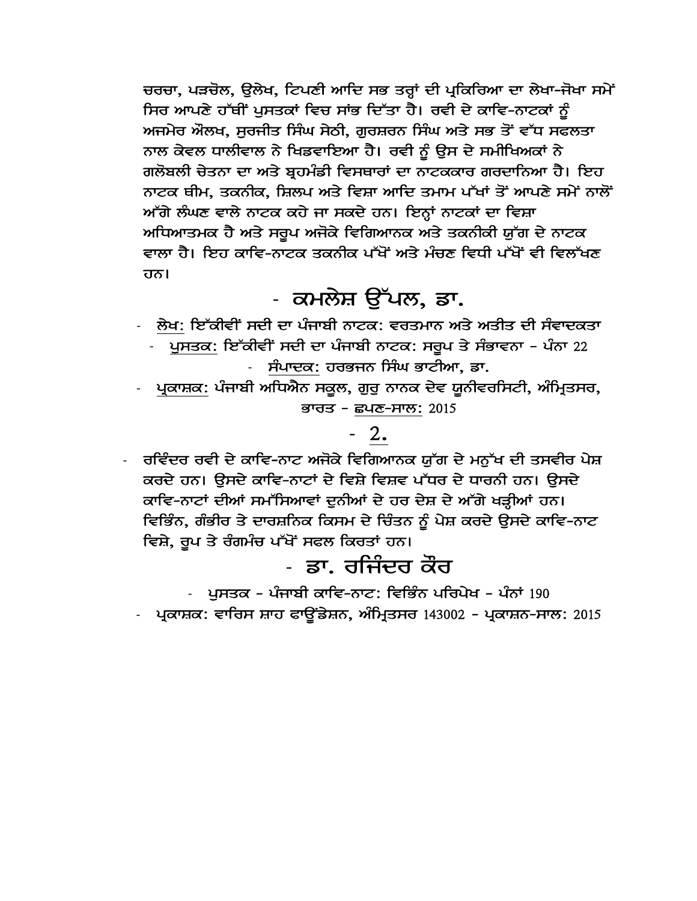ਚਰਚਾ, ਪੜਚੋਲ, ਉਲੇਖ, ਟਿਪਣੀ ਆਦਿ ਸਭ ਤਰ੍ਹਾਂ ਦੀ ਪ੍ਰਕਿਰਿਆ ਦਾ ਲੇਖਾ-ਜੋਖਾ ਸਮੇਂ ਸਿਰ ਆਪਣੇ ਹੱਥੀਂ ਪੁਸਤਕਾਂ ਵਿਚ ਸਾਂਭ ਦਿੱਤਾ ਹੈ। ਰਵੀ ਦੇ ਕਾਵਿ-ਨਾਟਕਾਂ ਨੂੰ ਅਜਮੇਰ ਔਲਖ, ਸੁਰਜੀਤ ਸਿੰਘ ਸੇਠੀ, ਗੁਰਸ਼ਰਨ ਸਿੰਘ ਅਤੇ ਸਭ ਤੋਂ ਵੱਧ ਸਫਲਤਾ ਨਾਲ ਕੇਵਲ ਧਾਲੀਵਾਲ ਨੇ ਖਿਡਵਾਇਆ ਹੈ। ਰਵੀ ਨੂੰ ਉਸ ਦੇ ਸਮੀਖਿਅਕਾਂ ਨੇ ਗਲੋਬਲੀ ਚੇਤਨਾ ਦਾ ਅਤੇ ਬ੍ਰਹਮੰਡੀ ਵਿਸਥਾਰਾਂ ਦਾ ਨਾਟਕਕਾਰ ਗਰਦਾਨਿਆ ਹੈ। ਇਹ ਨਾਟਕ ਥੀਮ, ਤਕਨੀਕ, ਸ਼ਿਲਪ ਅਤੇ ਵਿਸ਼ਾ ਆਦਿ ਤਮਾਮ ਪੱਖਾਂ ਤੋਂ ਆਪਣੇ ਸਮੇਂ ਨਾਲੋਂ ਅੱਗੇ ਲੰਘਣ ਵਾਲੇ ਨਾਟਕ ਕਹੇ ਜਾ ਸਕਦੇ ਹਨ। ਇਨ੍ਹਾਂ ਨਾਟਕਾਂ ਦਾ ਵਿਸ਼ਾ ਅਧਿਆਤਮਕ ਹੈ ਅਤੇ ਸਰੂਪ ਅਜੋਕੇ ਵਿਗਿਆਨਕ ਅਤੇ ਤਕਨੀਕੀ ਯੁੱਗ ਦੇ ਨਾਟਕ ਵਾਲਾ ਹੈ। ਇਹ ਕਾਵਿ-ਨਾਟਕ ਤਕਨੀਕ ਪੱਖੋਂ ਅਤੇ ਮੰਚਣ ਵਿਧੀ ਪੱਖੋਂ ਵੀ ਵਿਲੱਖਣ ਹਨ।

## - ਕਮਲੇਸ਼ ਉੱਪਲ, ਡਾ.

- <u>ਲੇਖ:</u> ਇੱਕੀਵੀਂ ਸਦੀ ਦਾ ਪੰਜਾਬੀ ਨਾਟਕ: ਵਰਤਮਾਨ ਅਤੇ ਅਤੀਤ ਦੀ ਸੰਵਾਦਕਤਾ
- <u>ਪੁਸਤਕ:</u> ਇੱਕੀਵੀਂ ਸਦੀ ਦਾ ਪੰਜਾਬੀ ਨਾਟਕ: ਸਰੂਪ ਤੇ ਸੰਭਾਵਨਾ – ਪੰਨਾ 22
- <u>ਸੰਪਾਦਕ:</u> ਹਰਭਜਨ ਸਿੰਘ ਭਾਟੀਆ, ਡਾ.
- <u>ਪ੍ਰਕਾਸ਼ਕ:</u> ਪੰਜਾਬੀ ਅਧਿਐਨ ਸਕੂਲ, ਗੁਰੂ ਨਾਨਕ ਦੇਵ ਯੂਨੀਵਰਸਿਟੀ, ਅੰਮ੍ਰਿਤਸਰ, ਭਾਰਤ – <u>ਛਪਣ-ਸਾਲ:</u> 2015

## - <u>2.</u>

- ਰਵਿੰਦਰ ਰਵੀ ਦੇ ਕਾਵਿ-ਨਾਟ ਅਜੋਕੇ ਵਿਗਿਆਨਕ ਯੁੱਗ ਦੇ ਮਨੁੱਖ ਦੀ ਤਸਵੀਰ ਪੇਸ਼ ਕਰਦੇ ਹਨ। ਉਸਦੇ ਕਾਵਿ-ਨਾਟਾਂ ਦੇ ਵਿਸ਼ੇ ਵਿਸ਼ਵ ਪੱਧਰ ਦੇ ਧਾਰਨੀ ਹਨ। ਉਸਦੇ ਕਾਵਿ-ਨਾਟਾਂ ਦੀਆਂ ਸਮੱਸਿਆਵਾਂ ਦੁਨੀਆਂ ਦੇ ਹਰ ਦੇਸ਼ ਦੇ ਅੱਗੇ ਖੜ੍ਹੀਆਂ ਹਨ। ਵਿਭਿੰਨ, ਗੰਭੀਰ ਤੇ ਦਾਰਸ਼ਨਿਕ ਕਿਸਮ ਦੇ ਚਿੰਤਨ ਨੂੰ ਪੇਸ਼ ਕਰਦੇ ਉਸਦੇ ਕਾਵਿ-ਨਾਟ ਵਿਸ਼ੇ, ਰੂਪ ਤੇ ਰੰਗਮੰਚ ਪੱਖੋਂ ਸਫਲ ਕਿਰਤਾਂ ਹਨ।

## - ਡਾ. ਰਜਿੰਦਰ ਕੌਰ

- ਪੁਸਤਕ – ਪੰਜਾਬੀ ਕਾਵਿ-ਨਾਟ: ਵਿਭਿੰਨ ਪਰਿਪੇਖ – ਪੰਨਾਂ 190
- ਪ੍ਰਕਾਸ਼ਕ: ਵਾਰਿਸ ਸ਼ਾਹ ਫਾਊਂਡੇਸ਼ਨ, ਅੰਮ੍ਰਿਤਸਰ 143002 – ਪ੍ਰਕਾਸ਼ਨ-ਸਾਲ: 2015